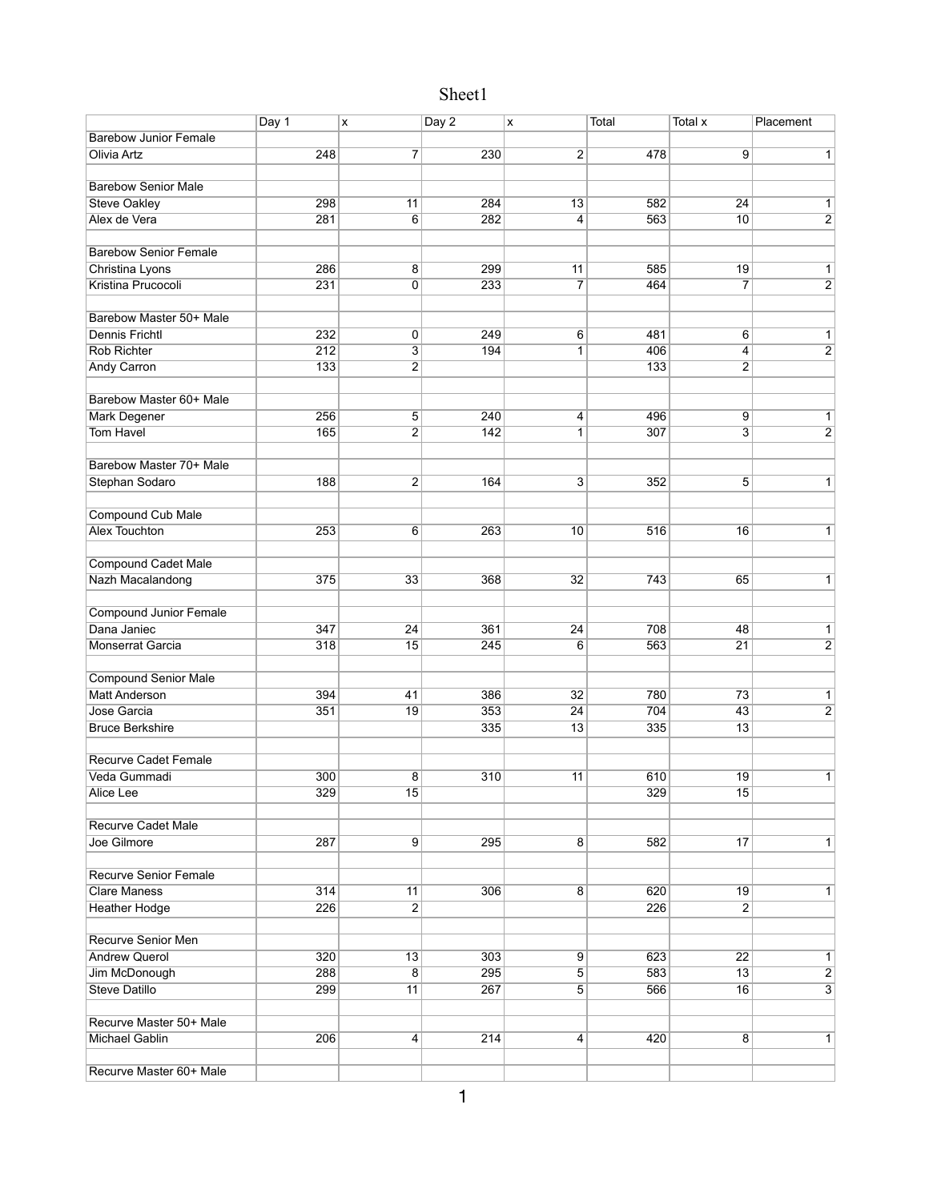# Sheet1

| | Day 1 | x | Day 2 | x | Total | Total x | Placement |
|---|---|---|---|---|---|---|---|
| Barebow Junior Female | | | | | | | |
| Olivia Artz | 248 | 7 | 230 | 2 | 478 | 9 | 1 |
| | | | | | | | |
| Barebow Senior Male | | | | | | | |
| Steve Oakley | 298 | 11 | 284 | 13 | 582 | 24 | 1 |
| Alex de Vera | 281 | 6 | 282 | 4 | 563 | 10 | 2 |
| | | | | | | | |
| Barebow Senior Female | | | | | | | |
| Christina Lyons | 286 | 8 | 299 | 11 | 585 | 19 | 1 |
| Kristina Prucocoli | 231 | 0 | 233 | 7 | 464 | 7 | 2 |
| | | | | | | | |
| Barebow Master 50+ Male | | | | | | | |
| Dennis Frichtl | 232 | 0 | 249 | 6 | 481 | 6 | 1 |
| Rob Richter | 212 | 3 | 194 | 1 | 406 | 4 | 2 |
| Andy Carron | 133 | 2 | | | 133 | 2 | |
| | | | | | | | |
| Barebow Master 60+ Male | | | | | | | |
| Mark Degener | 256 | 5 | 240 | 4 | 496 | 9 | 1 |
| Tom Havel | 165 | 2 | 142 | 1 | 307 | 3 | 2 |
| | | | | | | | |
| Barebow Master 70+ Male | | | | | | | |
| Stephan Sodaro | 188 | 2 | 164 | 3 | 352 | 5 | 1 |
| | | | | | | | |
| Compound Cub Male | | | | | | | |
| Alex Touchton | 253 | 6 | 263 | 10 | 516 | 16 | 1 |
| | | | | | | | |
| Compound Cadet Male | | | | | | | |
| Nazh Macalandong | 375 | 33 | 368 | 32 | 743 | 65 | 1 |
| | | | | | | | |
| Compound Junior Female | | | | | | | |
| Dana Janiec | 347 | 24 | 361 | 24 | 708 | 48 | 1 |
| Monserrat Garcia | 318 | 15 | 245 | 6 | 563 | 21 | 2 |
| | | | | | | | |
| Compound Senior Male | | | | | | | |
| Matt Anderson | 394 | 41 | 386 | 32 | 780 | 73 | 1 |
| Jose Garcia | 351 | 19 | 353 | 24 | 704 | 43 | 2 |
| Bruce Berkshire | | | 335 | 13 | 335 | 13 | |
| | | | | | | | |
| Recurve Cadet Female | | | | | | | |
| Veda Gummadi | 300 | 8 | 310 | 11 | 610 | 19 | 1 |
| Alice Lee | 329 | 15 | | | 329 | 15 | |
| | | | | | | | |
| Recurve Cadet Male | | | | | | | |
| Joe Gilmore | 287 | 9 | 295 | 8 | 582 | 17 | 1 |
| | | | | | | | |
| Recurve Senior Female | | | | | | | |
| Clare Maness | 314 | 11 | 306 | 8 | 620 | 19 | 1 |
| Heather Hodge | 226 | 2 | | | 226 | 2 | |
| | | | | | | | |
| Recurve Senior Men | | | | | | | |
| Andrew Querol | 320 | 13 | 303 | 9 | 623 | 22 | 1 |
| Jim McDonough | 288 | 8 | 295 | 5 | 583 | 13 | 2 |
| Steve Datillo | 299 | 11 | 267 | 5 | 566 | 16 | 3 |
| | | | | | | | |
| Recurve Master 50+ Male | | | | | | | |
| Michael Gablin | 206 | 4 | 214 | 4 | 420 | 8 | 1 |
| | | | | | | | |
| Recurve Master 60+ Male | | | | | | | |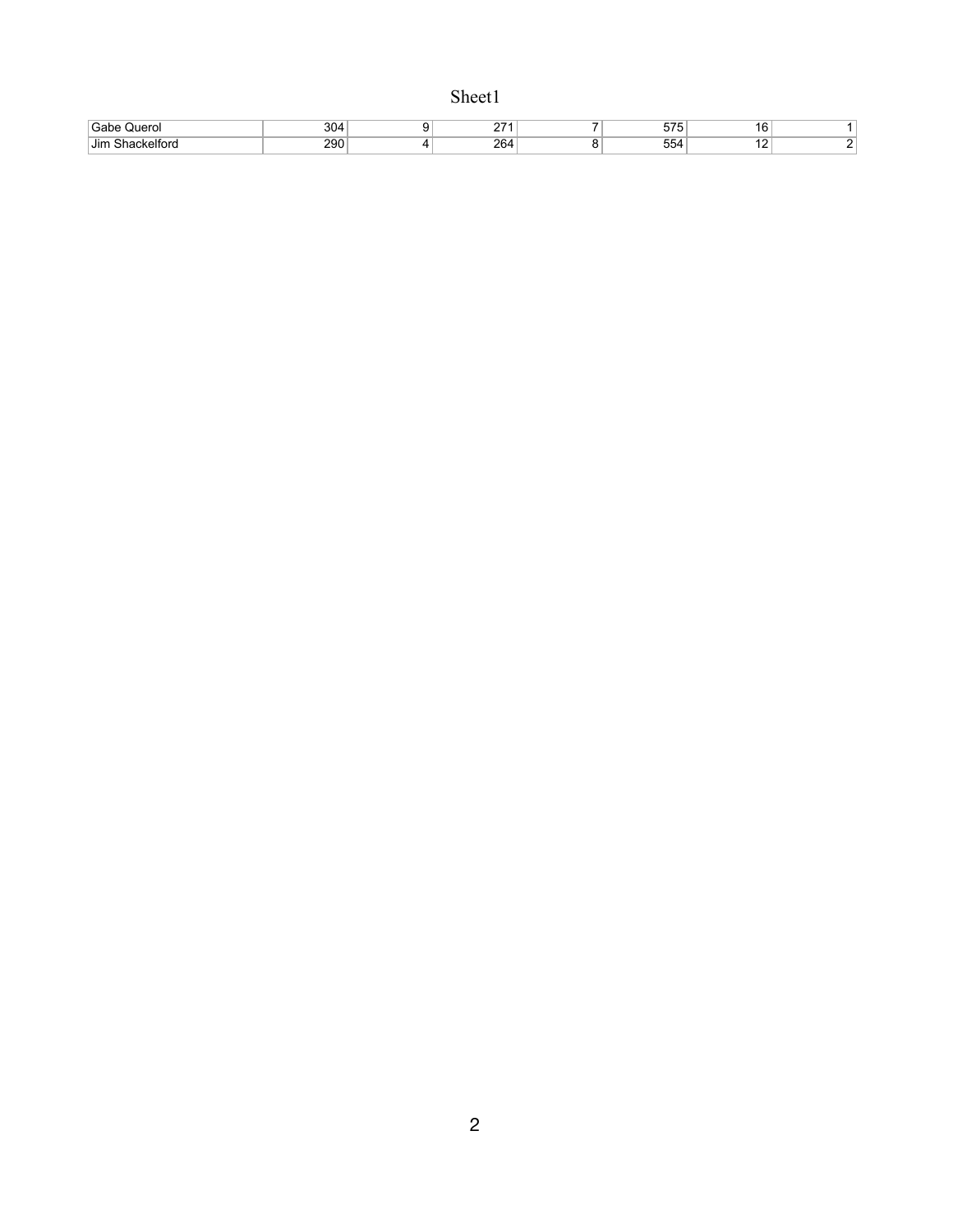| | | | | | | | |
|---|---|---|---|---|---|---|---|
| Gabe Querol | 304 | 9 | 271 | 7 | 575 | 16 | 1 |
| Jim Shackelford | 290 | 4 | 264 | 8 | 554 | 12 | 2 |